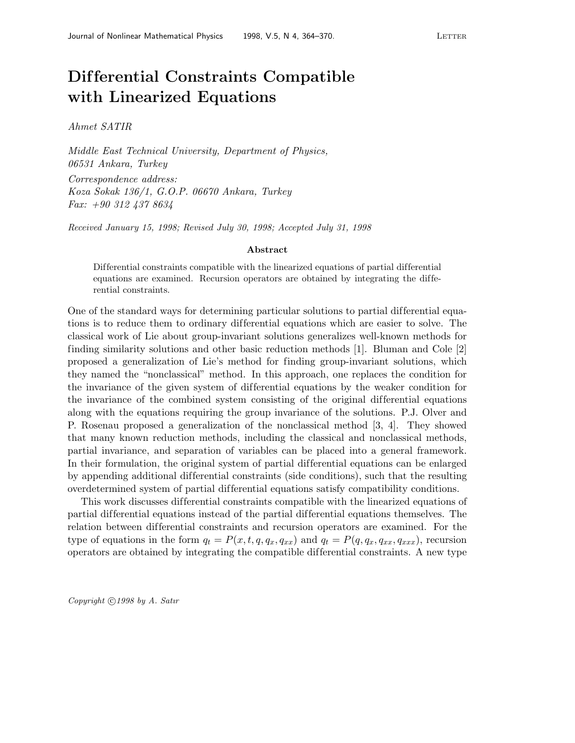# Differential Constraints Compatible with Linearized Equations

*Ahmet SATIR*

*Middle East Technical University, Department of Physics, 06531 Ankara, Turkey*

*Correspondence address:*
*Koza Sokak 136/1, G.O.P. 06670 Ankara, Turkey*
*Fax: +90 312 437 8634*

*Received January 15, 1998; Revised July 30, 1998; Accepted July 31, 1998*

**Abstract**

Differential constraints compatible with the linearized equations of partial differential equations are examined. Recursion operators are obtained by integrating the differential constraints.

One of the standard ways for determining particular solutions to partial differential equations is to reduce them to ordinary differential equations which are easier to solve. The classical work of Lie about group-invariant solutions generalizes well-known methods for finding similarity solutions and other basic reduction methods [1]. Bluman and Cole [2] proposed a generalization of Lie's method for finding group-invariant solutions, which they named the "nonclassical" method. In this approach, one replaces the condition for the invariance of the given system of differential equations by the weaker condition for the invariance of the combined system consisting of the original differential equations along with the equations requiring the group invariance of the solutions. P.J. Olver and P. Rosenau proposed a generalization of the nonclassical method [3, 4]. They showed that many known reduction methods, including the classical and nonclassical methods, partial invariance, and separation of variables can be placed into a general framework. In their formulation, the original system of partial differential equations can be enlarged by appending additional differential constraints (side conditions), such that the resulting overdetermined system of partial differential equations satisfy compatibility conditions.

This work discusses differential constraints compatible with the linearized equations of partial differential equations instead of the partial differential equations themselves. The relation between differential constraints and recursion operators are examined. For the type of equations in the form $q_t = P(x, t, q, q_x, q_{xx})$ and $q_t = P(q, q_x, q_{xx}, q_{xxx})$, recursion operators are obtained by integrating the compatible differential constraints. A new type

*Copyright ©1998 by A. Satır*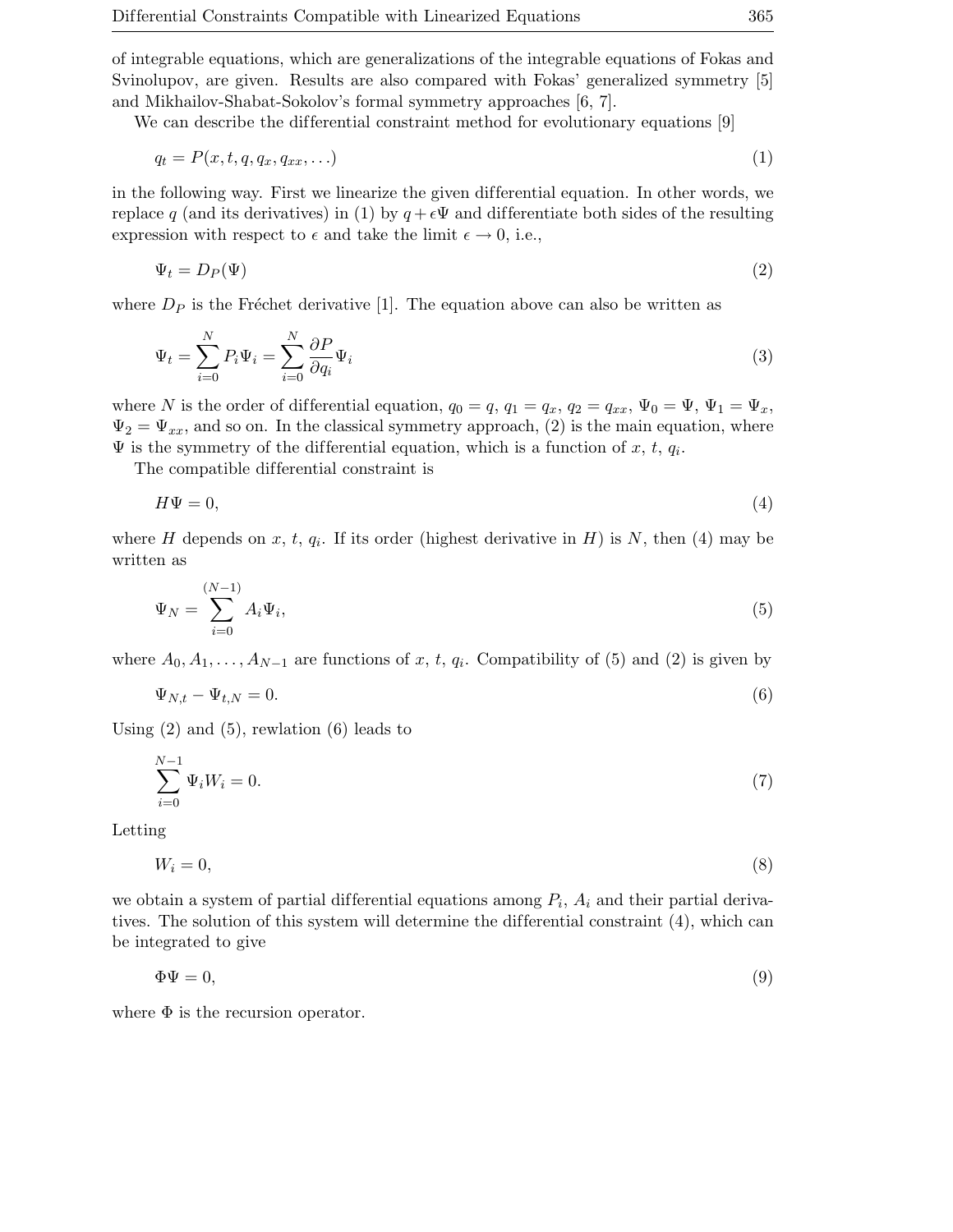of integrable equations, which are generalizations of the integrable equations of Fokas and Svinolupov, are given. Results are also compared with Fokas' generalized symmetry [5] and Mikhailov-Shabat-Sokolov's formal symmetry approaches [6, 7].

We can describe the differential constraint method for evolutionary equations [9]

$$q_t = P(x, t, q, q_x, q_{xx}, \ldots) \tag{1}$$

in the following way. First we linearize the given differential equation. In other words, we replace $q$ (and its derivatives) in (1) by $q + \epsilon\Psi$ and differentiate both sides of the resulting expression with respect to $\epsilon$ and take the limit $\epsilon \to 0$, i.e.,

$$\Psi_t = D_P(\Psi) \tag{2}$$

where $D_P$ is the Fréchet derivative [1]. The equation above can also be written as

$$\Psi_t = \sum_{i=0}^{N} P_i \Psi_i = \sum_{i=0}^{N} \frac{\partial P}{\partial q_i} \Psi_i \tag{3}$$

where $N$ is the order of differential equation, $q_0 = q$, $q_1 = q_x$, $q_2 = q_{xx}$, $\Psi_0 = \Psi$, $\Psi_1 = \Psi_x$, $\Psi_2 = \Psi_{xx}$, and so on. In the classical symmetry approach, (2) is the main equation, where $\Psi$ is the symmetry of the differential equation, which is a function of $x$, $t$, $q_i$.

The compatible differential constraint is

$$H\Psi = 0, \tag{4}$$

where $H$ depends on $x$, $t$, $q_i$. If its order (highest derivative in $H$) is $N$, then (4) may be written as

$$\Psi_N = \sum_{i=0}^{(N-1)} A_i \Psi_i, \tag{5}$$

where $A_0, A_1, \ldots, A_{N-1}$ are functions of $x$, $t$, $q_i$. Compatibility of (5) and (2) is given by

$$\Psi_{N,t} - \Psi_{t,N} = 0. \tag{6}$$

Using (2) and (5), rewlation (6) leads to

$$\sum_{i=0}^{N-1} \Psi_i W_i = 0. \tag{7}$$

Letting

$$W_i = 0, \tag{8}$$

we obtain a system of partial differential equations among $P_i$, $A_i$ and their partial derivatives. The solution of this system will determine the differential constraint (4), which can be integrated to give

$$\Phi\Psi = 0, \tag{9}$$

where $\Phi$ is the recursion operator.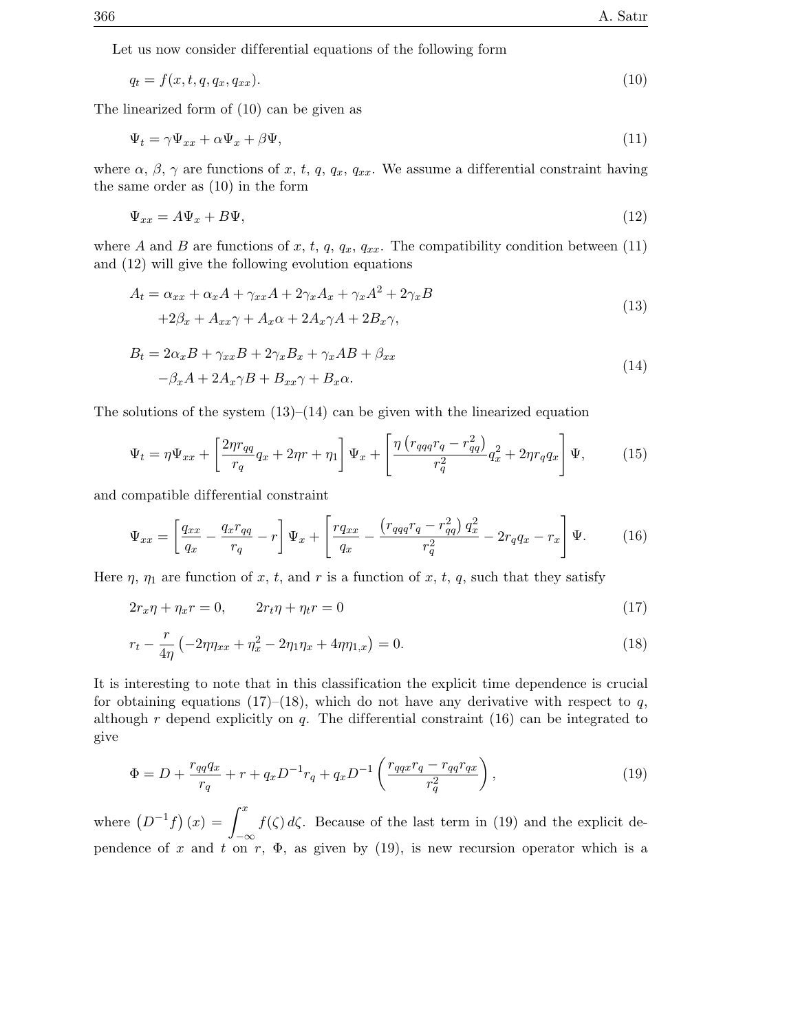Let us now consider differential equations of the following form

$$q_t = f(x, t, q, q_x, q_{xx}). \tag{10}$$

The linearized form of (10) can be given as

$$\Psi_t = \gamma\Psi_{xx} + \alpha\Psi_x + \beta\Psi, \tag{11}$$

where $\alpha$, $\beta$, $\gamma$ are functions of $x$, $t$, $q$, $q_x$, $q_{xx}$. We assume a differential constraint having the same order as (10) in the form

$$\Psi_{xx} = A\Psi_x + B\Psi, \tag{12}$$

where $A$ and $B$ are functions of $x$, $t$, $q$, $q_x$, $q_{xx}$. The compatibility condition between (11) and (12) will give the following evolution equations

$$\begin{aligned} A_t &= \alpha_{xx} + \alpha_x A + \gamma_{xx} A + 2\gamma_x A_x + \gamma_x A^2 + 2\gamma_x B \\ &\quad + 2\beta_x + A_{xx}\gamma + A_x\alpha + 2A_x\gamma A + 2B_x\gamma, \end{aligned} \tag{13}$$

$$\begin{aligned} B_t &= 2\alpha_x B + \gamma_{xx} B + 2\gamma_x B_x + \gamma_x AB + \beta_{xx} \\ &\quad - \beta_x A + 2A_x\gamma B + B_{xx}\gamma + B_x\alpha. \end{aligned} \tag{14}$$

The solutions of the system (13)–(14) can be given with the linearized equation

$$\Psi_t = \eta\Psi_{xx} + \left[\frac{2\eta r_{qq}}{r_q} q_x + 2\eta r + \eta_1\right]\Psi_x + \left[\frac{\eta\left(r_{qqq}r_q - r_{qq}^2\right)}{r_q^2} q_x^2 + 2\eta r_q q_x\right]\Psi, \tag{15}$$

and compatible differential constraint

$$\Psi_{xx} = \left[\frac{q_{xx}}{q_x} - \frac{q_x r_{qq}}{r_q} - r\right]\Psi_x + \left[\frac{r q_{xx}}{q_x} - \frac{\left(r_{qqq}r_q - r_{qq}^2\right) q_x^2}{r_q^2} - 2r_q q_x - r_x\right]\Psi. \tag{16}$$

Here $\eta$, $\eta_1$ are function of $x$, $t$, and $r$ is a function of $x$, $t$, $q$, such that they satisfy

$$2r_x\eta + \eta_x r = 0, \qquad 2r_t\eta + \eta_t r = 0 \tag{17}$$

$$r_t - \frac{r}{4\eta}\left(-2\eta\eta_{xx} + \eta_x^2 - 2\eta_1\eta_x + 4\eta\eta_{1,x}\right) = 0. \tag{18}$$

It is interesting to note that in this classification the explicit time dependence is crucial for obtaining equations (17)–(18), which do not have any derivative with respect to $q$, although $r$ depend explicitly on $q$. The differential constraint (16) can be integrated to give

$$\Phi = D + \frac{r_{qq}q_x}{r_q} + r + q_x D^{-1} r_q + q_x D^{-1}\left(\frac{r_{qqx}r_q - r_{qq}r_{qx}}{r_q^2}\right), \tag{19}$$

where $\left(D^{-1}f\right)(x) = \displaystyle\int_{-\infty}^{x} f(\zeta)\, d\zeta$. Because of the last term in (19) and the explicit dependence of $x$ and $t$ on $r$, $\Phi$, as given by (19), is new recursion operator which is a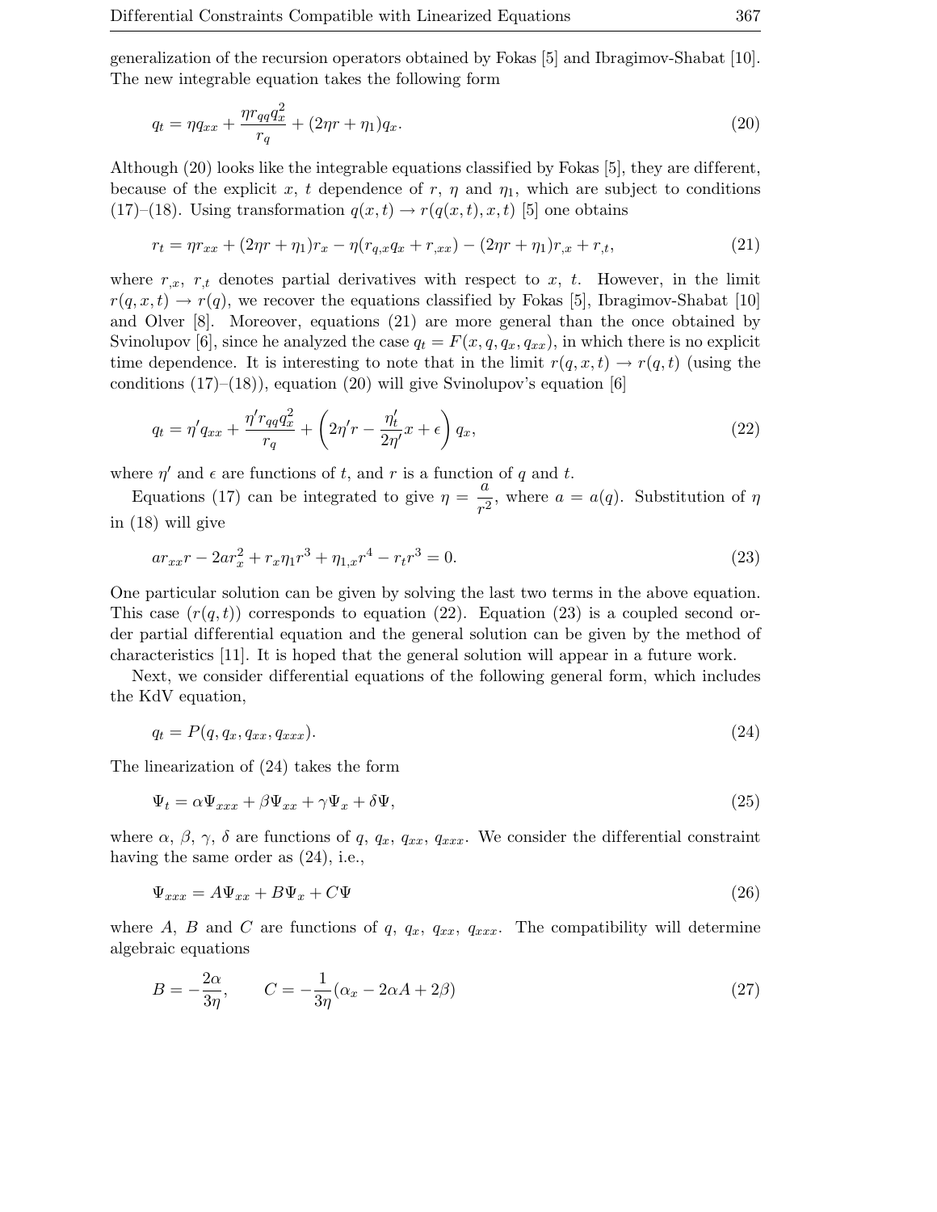generalization of the recursion operators obtained by Fokas [5] and Ibragimov-Shabat [10]. The new integrable equation takes the following form

$$
q_t = \eta q_{xx} + \frac{\eta r_{qq} q_x^2}{r_q} + (2\eta r + \eta_1) q_x. \tag{20}
$$

Although (20) looks like the integrable equations classified by Fokas [5], they are different, because of the explicit $x$, $t$ dependence of $r$, $\eta$ and $\eta_1$, which are subject to conditions (17)–(18). Using transformation $q(x,t) \to r(q(x,t),x,t)$ [5] one obtains

$$
r_t = \eta r_{xx} + (2\eta r + \eta_1) r_x - \eta(r_{q,x} q_x + r_{,xx}) - (2\eta r + \eta_1) r_{,x} + r_{,t}, \tag{21}
$$

where $r_{,x}$, $r_{,t}$ denotes partial derivatives with respect to $x$, $t$. However, in the limit $r(q,x,t) \to r(q)$, we recover the equations classified by Fokas [5], Ibragimov-Shabat [10] and Olver [8]. Moreover, equations (21) are more general than the once obtained by Svinolupov [6], since he analyzed the case $q_t = F(x, q, q_x, q_{xx})$, in which there is no explicit time dependence. It is interesting to note that in the limit $r(q,x,t) \to r(q,t)$ (using the conditions (17)–(18)), equation (20) will give Svinolupov's equation [6]

$$
q_t = \eta' q_{xx} + \frac{\eta' r_{qq} q_x^2}{r_q} + \left( 2\eta' r - \frac{\eta'_t}{2\eta'} x + \epsilon \right) q_x, \tag{22}
$$

where $\eta'$ and $\epsilon$ are functions of $t$, and $r$ is a function of $q$ and $t$.

Equations (17) can be integrated to give $\eta = \dfrac{a}{r^2}$, where $a = a(q)$. Substitution of $\eta$ in (18) will give

$$
a r_{xx} r - 2a r_x^2 + r_x \eta_1 r^3 + \eta_{1,x} r^4 - r_t r^3 = 0. \tag{23}
$$

One particular solution can be given by solving the last two terms in the above equation. This case $(r(q,t))$ corresponds to equation (22). Equation (23) is a coupled second order partial differential equation and the general solution can be given by the method of characteristics [11]. It is hoped that the general solution will appear in a future work.

Next, we consider differential equations of the following general form, which includes the KdV equation,

$$
q_t = P(q, q_x, q_{xx}, q_{xxx}). \tag{24}
$$

The linearization of (24) takes the form

$$
\Psi_t = \alpha \Psi_{xxx} + \beta \Psi_{xx} + \gamma \Psi_x + \delta \Psi, \tag{25}
$$

where $\alpha$, $\beta$, $\gamma$, $\delta$ are functions of $q$, $q_x$, $q_{xx}$, $q_{xxx}$. We consider the differential constraint having the same order as (24), i.e.,

$$
\Psi_{xxx} = A \Psi_{xx} + B \Psi_x + C \Psi \tag{26}
$$

where $A$, $B$ and $C$ are functions of $q$, $q_x$, $q_{xx}$, $q_{xxx}$. The compatibility will determine algebraic equations

$$
B = -\frac{2\alpha}{3\eta}, \qquad C = -\frac{1}{3\eta}(\alpha_x - 2\alpha A + 2\beta) \tag{27}
$$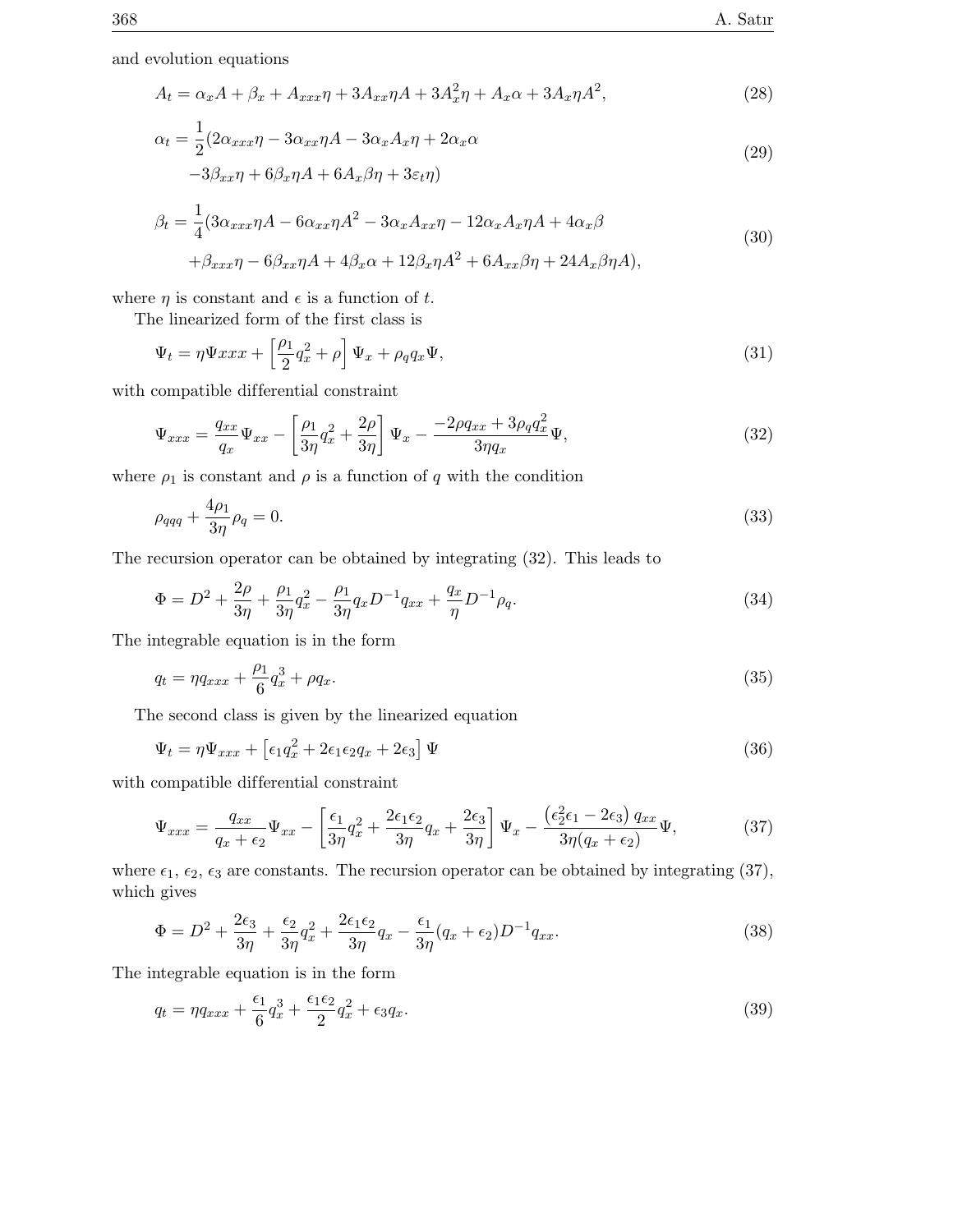and evolution equations

$$A_t = \alpha_x A + \beta_x + A_{xxx}\eta + 3A_{xx}\eta A + 3A_x^2\eta + A_x\alpha + 3A_x\eta A^2, \tag{28}$$

$$\begin{aligned}\alpha_t = \frac{1}{2}(&2\alpha_{xxx}\eta - 3\alpha_{xx}\eta A - 3\alpha_x A_x\eta + 2\alpha_x\alpha \\ &-3\beta_{xx}\eta + 6\beta_x\eta A + 6A_x\beta\eta + 3\varepsilon_t\eta)\end{aligned} \tag{29}$$

$$\begin{aligned}\beta_t = \frac{1}{4}(&3\alpha_{xxx}\eta A - 6\alpha_{xx}\eta A^2 - 3\alpha_x A_{xx}\eta - 12\alpha_x A_x\eta A + 4\alpha_x\beta \\ &+\beta_{xxx}\eta - 6\beta_{xx}\eta A + 4\beta_x\alpha + 12\beta_x\eta A^2 + 6A_{xx}\beta\eta + 24A_x\beta\eta A),\end{aligned} \tag{30}$$

where $\eta$ is constant and $\epsilon$ is a function of $t$.

The linearized form of the first class is

$$\Psi_t = \eta\Psi xxx + \left[\frac{\rho_1}{2}q_x^2 + \rho\right]\Psi_x + \rho_q q_x\Psi, \tag{31}$$

with compatible differential constraint

$$\Psi_{xxx} = \frac{q_{xx}}{q_x}\Psi_{xx} - \left[\frac{\rho_1}{3\eta}q_x^2 + \frac{2\rho}{3\eta}\right]\Psi_x - \frac{-2\rho q_{xx} + 3\rho_q q_x^2}{3\eta q_x}\Psi, \tag{32}$$

where $\rho_1$ is constant and $\rho$ is a function of $q$ with the condition

$$\rho_{qqq} + \frac{4\rho_1}{3\eta}\rho_q = 0. \tag{33}$$

The recursion operator can be obtained by integrating (32). This leads to

$$\Phi = D^2 + \frac{2\rho}{3\eta} + \frac{\rho_1}{3\eta}q_x^2 - \frac{\rho_1}{3\eta}q_x D^{-1}q_{xx} + \frac{q_x}{\eta}D^{-1}\rho_q. \tag{34}$$

The integrable equation is in the form

$$q_t = \eta q_{xxx} + \frac{\rho_1}{6}q_x^3 + \rho q_x. \tag{35}$$

The second class is given by the linearized equation

$$\Psi_t = \eta\Psi_{xxx} + \left[\epsilon_1 q_x^2 + 2\epsilon_1\epsilon_2 q_x + 2\epsilon_3\right]\Psi \tag{36}$$

with compatible differential constraint

$$\Psi_{xxx} = \frac{q_{xx}}{q_x + \epsilon_2}\Psi_{xx} - \left[\frac{\epsilon_1}{3\eta}q_x^2 + \frac{2\epsilon_1\epsilon_2}{3\eta}q_x + \frac{2\epsilon_3}{3\eta}\right]\Psi_x - \frac{\left(\epsilon_2^2\epsilon_1 - 2\epsilon_3\right)q_{xx}}{3\eta(q_x + \epsilon_2)}\Psi, \tag{37}$$

where $\epsilon_1$, $\epsilon_2$, $\epsilon_3$ are constants. The recursion operator can be obtained by integrating (37), which gives

$$\Phi = D^2 + \frac{2\epsilon_3}{3\eta} + \frac{\epsilon_2}{3\eta}q_x^2 + \frac{2\epsilon_1\epsilon_2}{3\eta}q_x - \frac{\epsilon_1}{3\eta}(q_x + \epsilon_2)D^{-1}q_{xx}. \tag{38}$$

The integrable equation is in the form

$$q_t = \eta q_{xxx} + \frac{\epsilon_1}{6}q_x^3 + \frac{\epsilon_1\epsilon_2}{2}q_x^2 + \epsilon_3 q_x. \tag{39}$$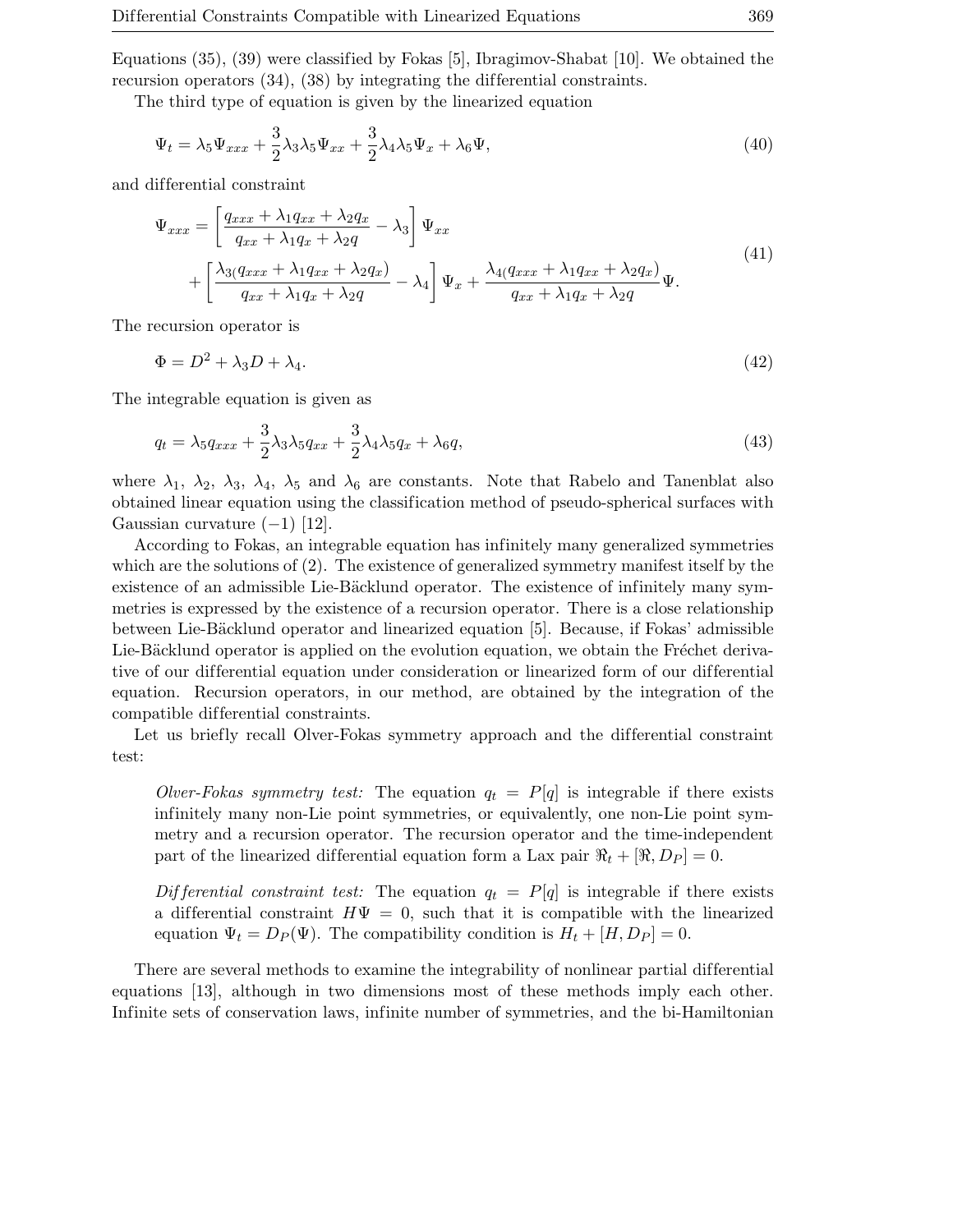Equations (35), (39) were classified by Fokas [5], Ibragimov-Shabat [10]. We obtained the recursion operators (34), (38) by integrating the differential constraints.

The third type of equation is given by the linearized equation

$$\Psi_t = \lambda_5 \Psi_{xxx} + \frac{3}{2}\lambda_3\lambda_5\Psi_{xx} + \frac{3}{2}\lambda_4\lambda_5\Psi_x + \lambda_6\Psi, \tag{40}$$

and differential constraint

$$\begin{aligned}\Psi_{xxx} &= \left[\frac{q_{xxx} + \lambda_1 q_{xx} + \lambda_2 q_x}{q_{xx} + \lambda_1 q_x + \lambda_2 q} - \lambda_3\right]\Psi_{xx} \\ &+ \left[\frac{\lambda_3(q_{xxx} + \lambda_1 q_{xx} + \lambda_2 q_x)}{q_{xx} + \lambda_1 q_x + \lambda_2 q} - \lambda_4\right]\Psi_x + \frac{\lambda_4(q_{xxx} + \lambda_1 q_{xx} + \lambda_2 q_x)}{q_{xx} + \lambda_1 q_x + \lambda_2 q}\Psi.\end{aligned} \tag{41}$$

The recursion operator is

$$\Phi = D^2 + \lambda_3 D + \lambda_4. \tag{42}$$

The integrable equation is given as

$$q_t = \lambda_5 q_{xxx} + \frac{3}{2}\lambda_3\lambda_5 q_{xx} + \frac{3}{2}\lambda_4\lambda_5 q_x + \lambda_6 q, \tag{43}$$

where $\lambda_1$, $\lambda_2$, $\lambda_3$, $\lambda_4$, $\lambda_5$ and $\lambda_6$ are constants. Note that Rabelo and Tanenblat also obtained linear equation using the classification method of pseudo-spherical surfaces with Gaussian curvature $(-1)$ [12].

According to Fokas, an integrable equation has infinitely many generalized symmetries which are the solutions of (2). The existence of generalized symmetry manifest itself by the existence of an admissible Lie-Bäcklund operator. The existence of infinitely many symmetries is expressed by the existence of a recursion operator. There is a close relationship between Lie-Bäcklund operator and linearized equation [5]. Because, if Fokas' admissible Lie-Bäcklund operator is applied on the evolution equation, we obtain the Fréchet derivative of our differential equation under consideration or linearized form of our differential equation. Recursion operators, in our method, are obtained by the integration of the compatible differential constraints.

Let us briefly recall Olver-Fokas symmetry approach and the differential constraint test:

> *Olver-Fokas symmetry test:* The equation $q_t = P[q]$ is integrable if there exists infinitely many non-Lie point symmetries, or equivalently, one non-Lie point symmetry and a recursion operator. The recursion operator and the time-independent part of the linearized differential equation form a Lax pair $\Re_t + [\Re, D_P] = 0$.

> *Differential constraint test:* The equation $q_t = P[q]$ is integrable if there exists a differential constraint $H\Psi = 0$, such that it is compatible with the linearized equation $\Psi_t = D_P(\Psi)$. The compatibility condition is $H_t + [H, D_P] = 0$.

There are several methods to examine the integrability of nonlinear partial differential equations [13], although in two dimensions most of these methods imply each other. Infinite sets of conservation laws, infinite number of symmetries, and the bi-Hamiltonian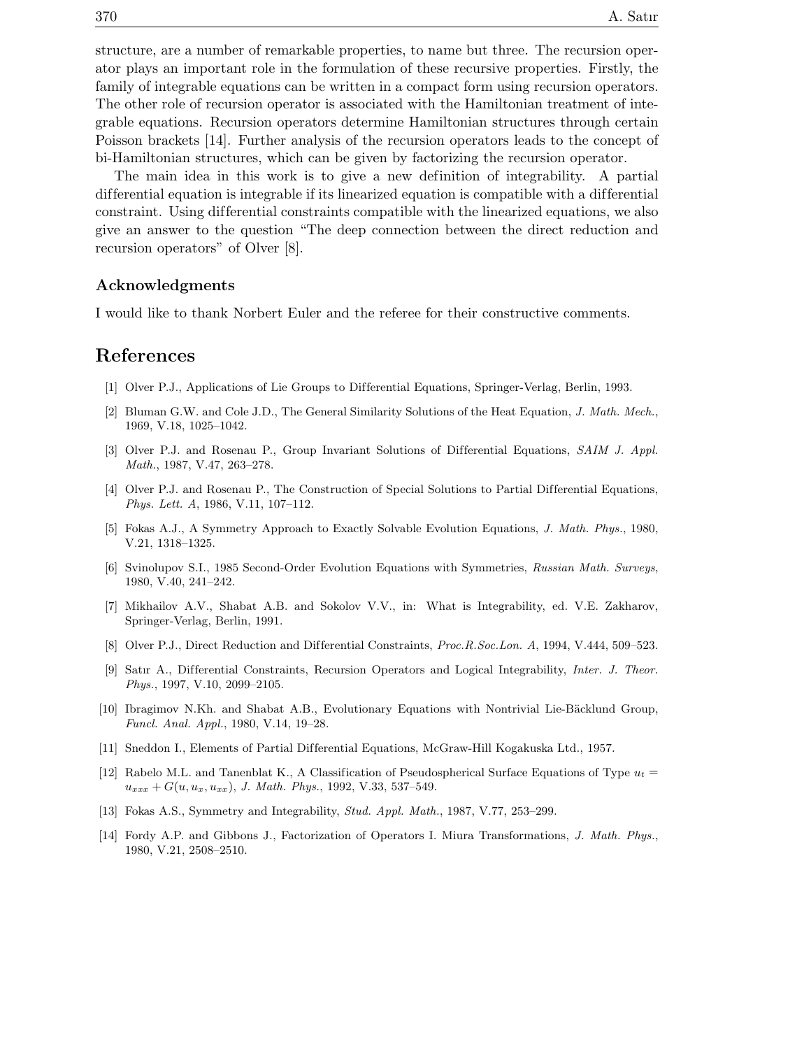structure, are a number of remarkable properties, to name but three. The recursion operator plays an important role in the formulation of these recursive properties. Firstly, the family of integrable equations can be written in a compact form using recursion operators. The other role of recursion operator is associated with the Hamiltonian treatment of integrable equations. Recursion operators determine Hamiltonian structures through certain Poisson brackets [14]. Further analysis of the recursion operators leads to the concept of bi-Hamiltonian structures, which can be given by factorizing the recursion operator.

The main idea in this work is to give a new definition of integrability. A partial differential equation is integrable if its linearized equation is compatible with a differential constraint. Using differential constraints compatible with the linearized equations, we also give an answer to the question "The deep connection between the direct reduction and recursion operators" of Olver [8].

### Acknowledgments

I would like to thank Norbert Euler and the referee for their constructive comments.

## References

[1] Olver P.J., Applications of Lie Groups to Differential Equations, Springer-Verlag, Berlin, 1993.

[2] Bluman G.W. and Cole J.D., The General Similarity Solutions of the Heat Equation, *J. Math. Mech.*, 1969, V.18, 1025–1042.

[3] Olver P.J. and Rosenau P., Group Invariant Solutions of Differential Equations, *SAIM J. Appl. Math.*, 1987, V.47, 263–278.

[4] Olver P.J. and Rosenau P., The Construction of Special Solutions to Partial Differential Equations, *Phys. Lett. A*, 1986, V.11, 107–112.

[5] Fokas A.J., A Symmetry Approach to Exactly Solvable Evolution Equations, *J. Math. Phys.*, 1980, V.21, 1318–1325.

[6] Svinolupov S.I., 1985 Second-Order Evolution Equations with Symmetries, *Russian Math. Surveys*, 1980, V.40, 241–242.

[7] Mikhailov A.V., Shabat A.B. and Sokolov V.V., in: What is Integrability, ed. V.E. Zakharov, Springer-Verlag, Berlin, 1991.

[8] Olver P.J., Direct Reduction and Differential Constraints, *Proc.R.Soc.Lon. A*, 1994, V.444, 509–523.

[9] Satır A., Differential Constraints, Recursion Operators and Logical Integrability, *Inter. J. Theor. Phys.*, 1997, V.10, 2099–2105.

[10] Ibragimov N.Kh. and Shabat A.B., Evolutionary Equations with Nontrivial Lie-Bäcklund Group, *Funcl. Anal. Appl.*, 1980, V.14, 19–28.

[11] Sneddon I., Elements of Partial Differential Equations, McGraw-Hill Kogakuska Ltd., 1957.

[12] Rabelo M.L. and Tanenblat K., A Classification of Pseudospherical Surface Equations of Type $u_t = u_{xxx} + G(u, u_x, u_{xx})$, *J. Math. Phys.*, 1992, V.33, 537–549.

[13] Fokas A.S., Symmetry and Integrability, *Stud. Appl. Math.*, 1987, V.77, 253–299.

[14] Fordy A.P. and Gibbons J., Factorization of Operators I. Miura Transformations, *J. Math. Phys.*, 1980, V.21, 2508–2510.